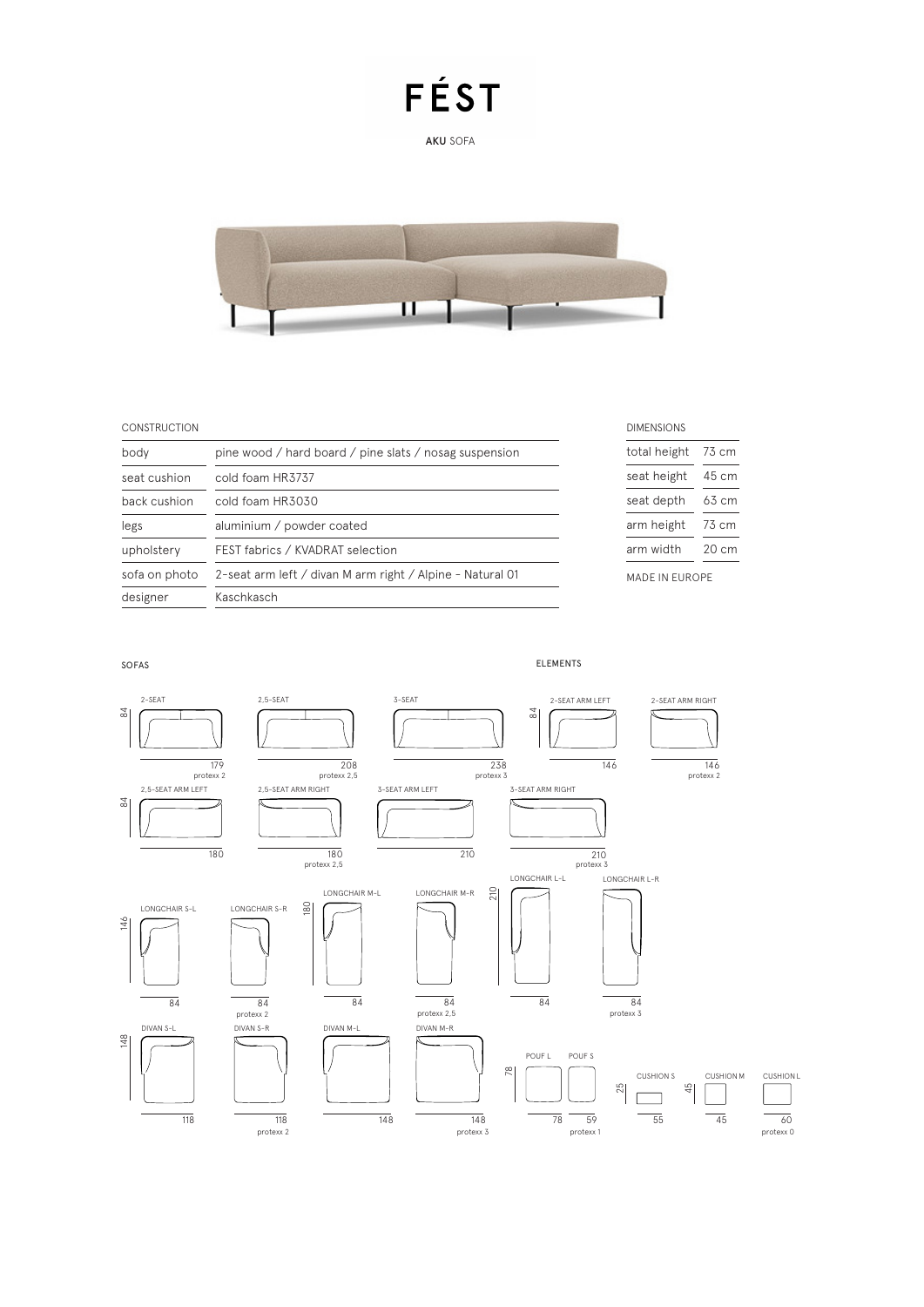# FÉST

**AKU** SOFA

## CONSTRUCTION

| | |
|---|---|
| body | pine wood / hard board / pine slats / nosag suspension |
| seat cushion | cold foam HR3737 |
| back cushion | cold foam HR3030 |
| legs | aluminium / powder coated |
| upholstery | FEST fabrics / KVADRAT selection |
| sofa on photo | 2-seat arm left / divan M arm right / Alpine - Natural 01 |
| designer | Kaschkasch |

## DIMENSIONS

| | |
|---|---|
| total height | 73 cm |
| seat height | 45 cm |
| seat depth | 63 cm |
| arm height | 73 cm |
| arm width | 20 cm |

MADE IN EUROPE

## SOFAS

2-SEAT
84
179
protexx 2

2,5-SEAT
208
protexx 2,5

3-SEAT
238
protexx 3

## ELEMENTS

2-SEAT ARM LEFT
84
146

2-SEAT ARM RIGHT
146
protexx 2

2,5-SEAT ARM LEFT
84
180

2,5-SEAT ARM RIGHT
180
protexx 2,5

3-SEAT ARM LEFT
210

3-SEAT ARM RIGHT
210
protexx 3

LONGCHAIR S-L
146
84

LONGCHAIR S-R
84
protexx 2

LONGCHAIR M-L
180
84

LONGCHAIR M-R
84
protexx 2,5

LONGCHAIR L-L
210
84

LONGCHAIR L-R
84
protexx 3

DIVAN S-L
148
118

DIVAN S-R
118
protexx 2

DIVAN M-L
148

DIVAN M-R
148
protexx 3

POUF L
78
78

POUF S
59
protexx 1

CUSHION S
25
55

CUSHION M
45
45

CUSHION L
60
protexx 0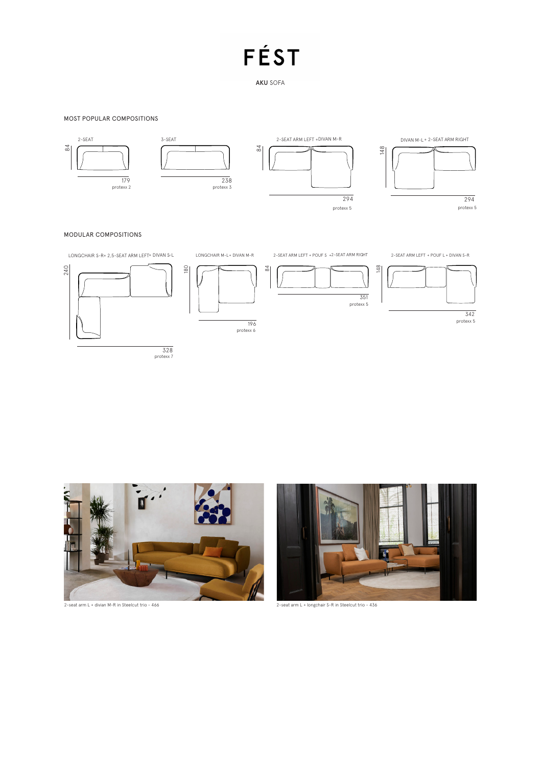# FÉST

**AKU** SOFA

## MOST POPULAR COMPOSITIONS

2-SEAT
84
179
protexx 2

3-SEAT
238
protexx 3

2-SEAT ARM LEFT +DIVAN M-R
84
294
protexx 5

DIVAN M-L+ 2-SEAT ARM RIGHT
148
294
protexx 5

## MODULAR COMPOSITIONS

LONGCHAIR S-R+ 2,5-SEAT ARM LEFT+ DIVAN S-L
240
328
protexx 7

LONGCHAIR M-L+ DIVAN M-R
180
196
protexx 6

2-SEAT ARM LEFT + POUF S +2-SEAT ARM RIGHT
84
351
protexx 5

2-SEAT ARM LEFT + POUF L + DIVAN S-R
148
342
protexx 5

2-seat arm L + divian M-R in Steelcut trio - 466

2-seat arm L + longchair S-R in Steelcut trio - 436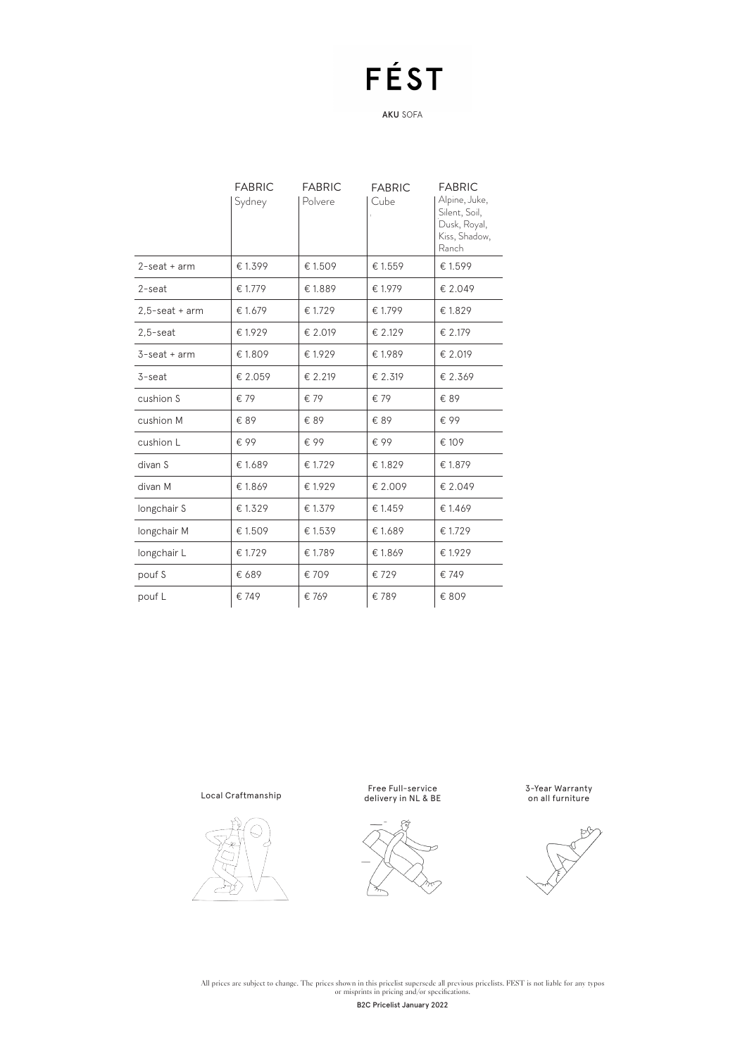# FÉST

**AKU** SOFA

| | FABRIC Sydney | FABRIC Polvere | FABRIC Cube | FABRIC Alpine, Juke, Silent, Soil, Dusk, Royal, Kiss, Shadow, Ranch |
|---|---|---|---|---|
| 2-seat + arm | € 1.399 | € 1.509 | € 1.559 | € 1.599 |
| 2-seat | € 1.779 | € 1.889 | € 1.979 | € 2.049 |
| 2,5-seat + arm | € 1.679 | € 1.729 | € 1.799 | € 1.829 |
| 2,5-seat | € 1.929 | € 2.019 | € 2.129 | € 2.179 |
| 3-seat + arm | € 1.809 | € 1.929 | € 1.989 | € 2.019 |
| 3-seat | € 2.059 | € 2.219 | € 2.319 | € 2.369 |
| cushion S | € 79 | € 79 | € 79 | € 89 |
| cushion M | € 89 | € 89 | € 89 | € 99 |
| cushion L | € 99 | € 99 | € 99 | € 109 |
| divan S | € 1.689 | € 1.729 | € 1.829 | € 1.879 |
| divan M | € 1.869 | € 1.929 | € 2.009 | € 2.049 |
| longchair S | € 1.329 | € 1.379 | € 1.459 | € 1.469 |
| longchair M | € 1.509 | € 1.539 | € 1.689 | € 1.729 |
| longchair L | € 1.729 | € 1.789 | € 1.869 | € 1.929 |
| pouf S | € 689 | € 709 | € 729 | € 749 |
| pouf L | € 749 | € 769 | € 789 | € 809 |

Local Craftmanship

Free Full-service delivery in NL & BE

3-Year Warranty on all furniture

All prices are subject to change. The prices shown in this pricelist supersede all previous pricelists. FEST is not liable for any typos or misprints in pricing and/or specifications.

B2C Pricelist January 2022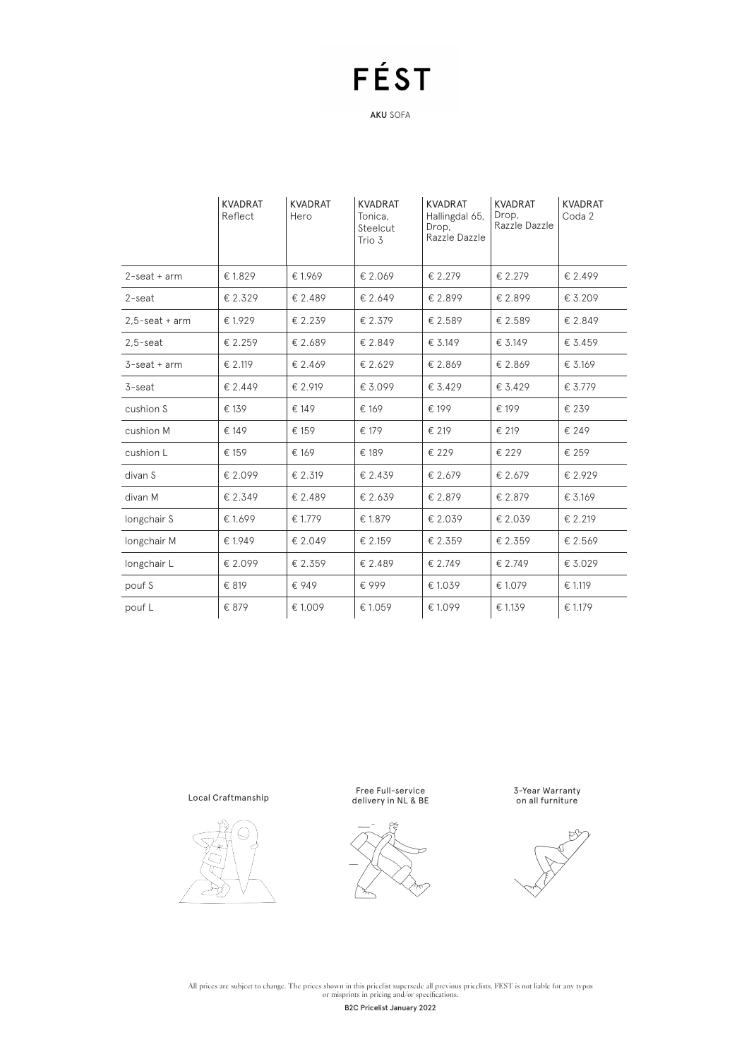# FÉST

**AKU** SOFA

| | KVADRAT Reflect | KVADRAT Hero | KVADRAT Tonica, Steelcut Trio 3 | KVADRAT Hallingdal 65, Drop, Razzle Dazzle | KVADRAT Drop, Razzle Dazzle | KVADRAT Coda 2 |
|---|---|---|---|---|---|---|
| 2-seat + arm | € 1.829 | € 1.969 | € 2.069 | € 2.279 | € 2.279 | € 2.499 |
| 2-seat | € 2.329 | € 2.489 | € 2.649 | € 2.899 | € 2.899 | € 3.209 |
| 2,5-seat + arm | € 1.929 | € 2.239 | € 2.379 | € 2.589 | € 2.589 | € 2.849 |
| 2,5-seat | € 2.259 | € 2.689 | € 2.849 | € 3.149 | € 3.149 | € 3.459 |
| 3-seat + arm | € 2.119 | € 2.469 | € 2.629 | € 2.869 | € 2.869 | € 3.169 |
| 3-seat | € 2.449 | € 2.919 | € 3.099 | € 3.429 | € 3.429 | € 3.779 |
| cushion S | € 139 | € 149 | € 169 | € 199 | € 199 | € 239 |
| cushion M | € 149 | € 159 | € 179 | € 219 | € 219 | € 249 |
| cushion L | € 159 | € 169 | € 189 | € 229 | € 229 | € 259 |
| divan S | € 2.099 | € 2.319 | € 2.439 | € 2.679 | € 2.679 | € 2.929 |
| divan M | € 2.349 | € 2.489 | € 2.639 | € 2.879 | € 2.879 | € 3.169 |
| longchair S | € 1.699 | € 1.779 | € 1.879 | € 2.039 | € 2.039 | € 2.219 |
| longchair M | € 1.949 | € 2.049 | € 2.159 | € 2.359 | € 2.359 | € 2.569 |
| longchair L | € 2.099 | € 2.359 | € 2.489 | € 2.749 | € 2.749 | € 3.029 |
| pouf S | € 819 | € 949 | € 999 | € 1.039 | € 1.079 | € 1.119 |
| pouf L | € 879 | € 1.009 | € 1.059 | € 1.099 | € 1.139 | € 1.179 |

Local Craftmanship

Free Full-service delivery in NL & BE

3-Year Warranty on all furniture

All prices are subject to change. The prices shown in this pricelist supersede all previous pricelists. FEST is not liable for any typos or misprints in pricing and/or specifications.

**B2C Pricelist January 2022**